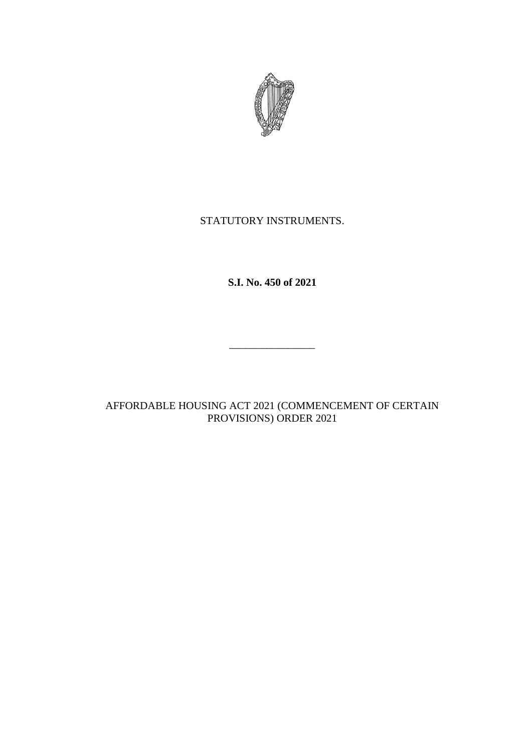STATUTORY INSTRUMENTS.

**S.I. No. 450 of 2021**

---

AFFORDABLE HOUSING ACT 2021 (COMMENCEMENT OF CERTAIN PROVISIONS) ORDER 2021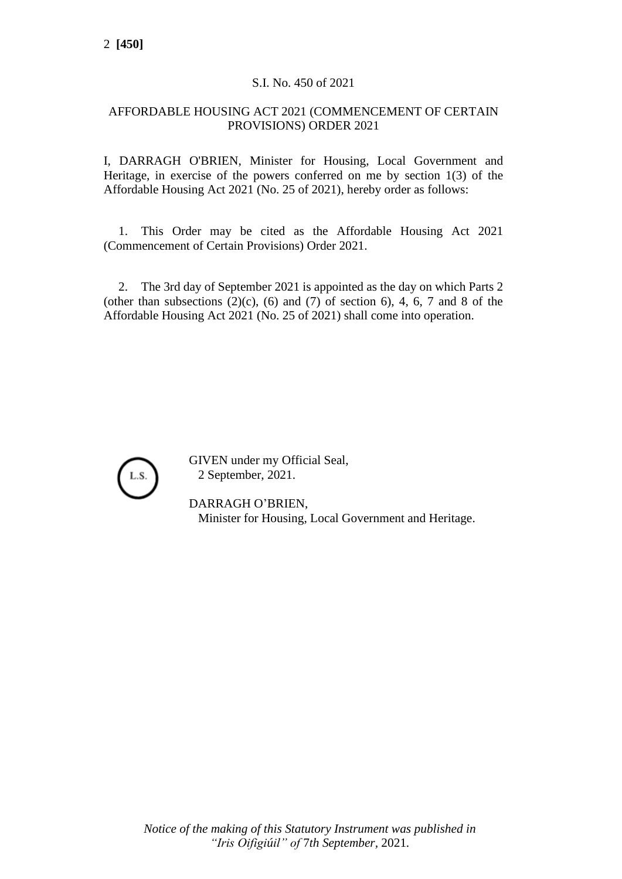S.I. No. 450 of 2021

AFFORDABLE HOUSING ACT 2021 (COMMENCEMENT OF CERTAIN PROVISIONS) ORDER 2021

I, DARRAGH O'BRIEN, Minister for Housing, Local Government and Heritage, in exercise of the powers conferred on me by section 1(3) of the Affordable Housing Act 2021 (No. 25 of 2021), hereby order as follows:

1. This Order may be cited as the Affordable Housing Act 2021 (Commencement of Certain Provisions) Order 2021.

2. The 3rd day of September 2021 is appointed as the day on which Parts 2 (other than subsections (2)(c), (6) and (7) of section 6), 4, 6, 7 and 8 of the Affordable Housing Act 2021 (No. 25 of 2021) shall come into operation.

L.S.

GIVEN under my Official Seal,
2 September, 2021.

DARRAGH O'BRIEN,
Minister for Housing, Local Government and Heritage.

*Notice of the making of this Statutory Instrument was published in "Iris Oifigiúil" of 7th September, 2021.*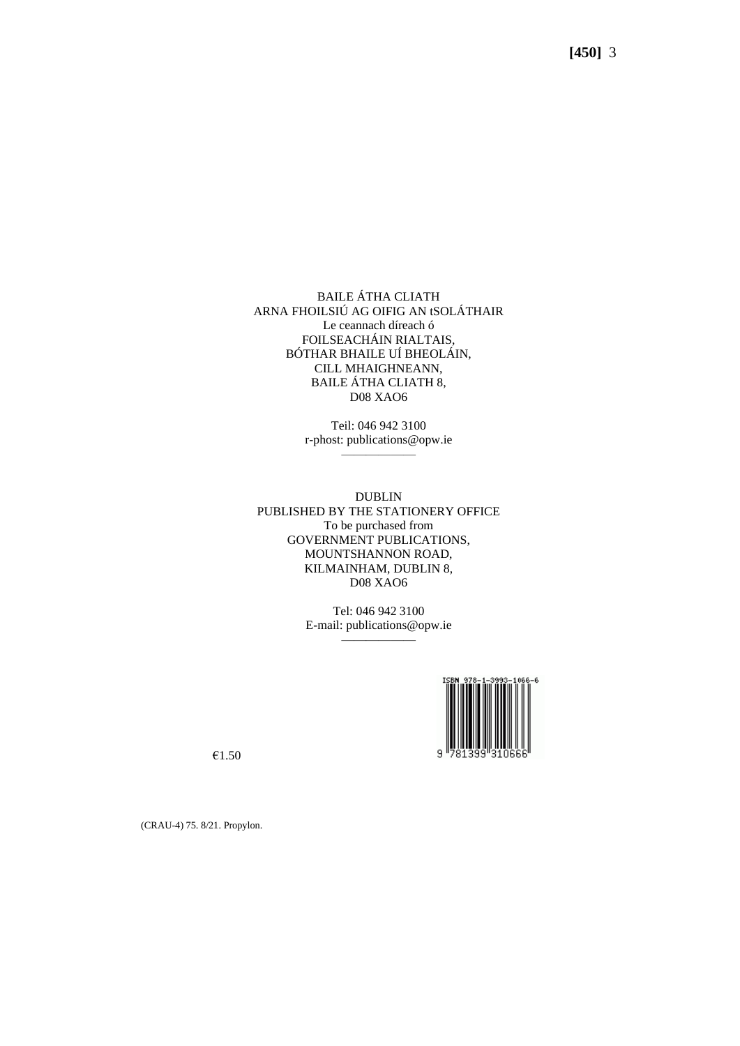BAILE ÁTHA CLIATH
ARNA FHOILSIÚ AG OIFIG AN tSOLÁTHAIR
Le ceannach díreach ó
FOILSEACHÁIN RIALTAIS,
BÓTHAR BHAILE UÍ BHEOLÁIN,
CILL MHAIGHNEANN,
BAILE ÁTHA CLIATH 8,
D08 XAO6

Teil: 046 942 3100
r-phost: publications@opw.ie

---

DUBLIN
PUBLISHED BY THE STATIONERY OFFICE
To be purchased from
GOVERNMENT PUBLICATIONS,
MOUNTSHANNON ROAD,
KILMAINHAM, DUBLIN 8,
D08 XAO6

Tel: 046 942 3100
E-mail: publications@opw.ie

---

ISBN 978-1-3993-1066-6

9 781399 310666

€1.50

(CRAU-4) 75. 8/21. Propylon.